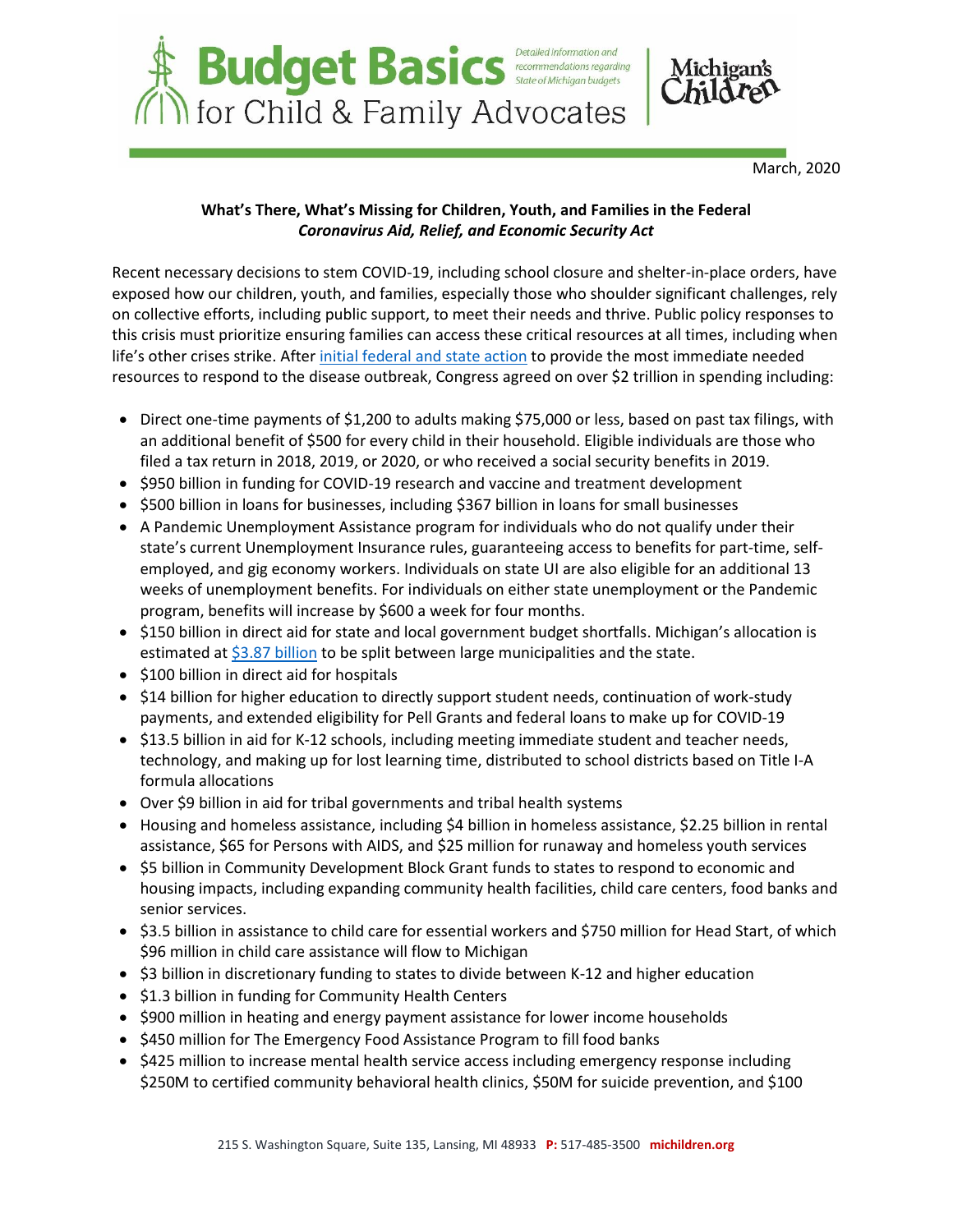# Budget Basics for Child & Family Advocates

Detailed information and recommendations regarding State of Michigan budgets

Michigan's Children

March, 2020

**What's There, What's Missing for Children, Youth, and Families in the Federal *Coronavirus Aid, Relief, and Economic Security Act***

Recent necessary decisions to stem COVID-19, including school closure and shelter-in-place orders, have exposed how our children, youth, and families, especially those who shoulder significant challenges, rely on collective efforts, including public support, to meet their needs and thrive. Public policy responses to this crisis must prioritize ensuring families can access these critical resources at all times, including when life's other crises strike. After initial federal and state action to provide the most immediate needed resources to respond to the disease outbreak, Congress agreed on over $2 trillion in spending including:

- Direct one-time payments of $1,200 to adults making $75,000 or less, based on past tax filings, with an additional benefit of $500 for every child in their household. Eligible individuals are those who filed a tax return in 2018, 2019, or 2020, or who received a social security benefits in 2019.
- $950 billion in funding for COVID-19 research and vaccine and treatment development
- $500 billion in loans for businesses, including $367 billion in loans for small businesses
- A Pandemic Unemployment Assistance program for individuals who do not qualify under their state's current Unemployment Insurance rules, guaranteeing access to benefits for part-time, self-employed, and gig economy workers. Individuals on state UI are also eligible for an additional 13 weeks of unemployment benefits. For individuals on either state unemployment or the Pandemic program, benefits will increase by $600 a week for four months.
- $150 billion in direct aid for state and local government budget shortfalls. Michigan's allocation is estimated at $3.87 billion to be split between large municipalities and the state.
- $100 billion in direct aid for hospitals
- $14 billion for higher education to directly support student needs, continuation of work-study payments, and extended eligibility for Pell Grants and federal loans to make up for COVID-19
- $13.5 billion in aid for K-12 schools, including meeting immediate student and teacher needs, technology, and making up for lost learning time, distributed to school districts based on Title I-A formula allocations
- Over $9 billion in aid for tribal governments and tribal health systems
- Housing and homeless assistance, including $4 billion in homeless assistance, $2.25 billion in rental assistance, $65 for Persons with AIDS, and $25 million for runaway and homeless youth services
- $5 billion in Community Development Block Grant funds to states to respond to economic and housing impacts, including expanding community health facilities, child care centers, food banks and senior services.
- $3.5 billion in assistance to child care for essential workers and $750 million for Head Start, of which $96 million in child care assistance will flow to Michigan
- $3 billion in discretionary funding to states to divide between K-12 and higher education
- $1.3 billion in funding for Community Health Centers
- $900 million in heating and energy payment assistance for lower income households
- $450 million for The Emergency Food Assistance Program to fill food banks
- $425 million to increase mental health service access including emergency response including $250M to certified community behavioral health clinics, $50M for suicide prevention, and $100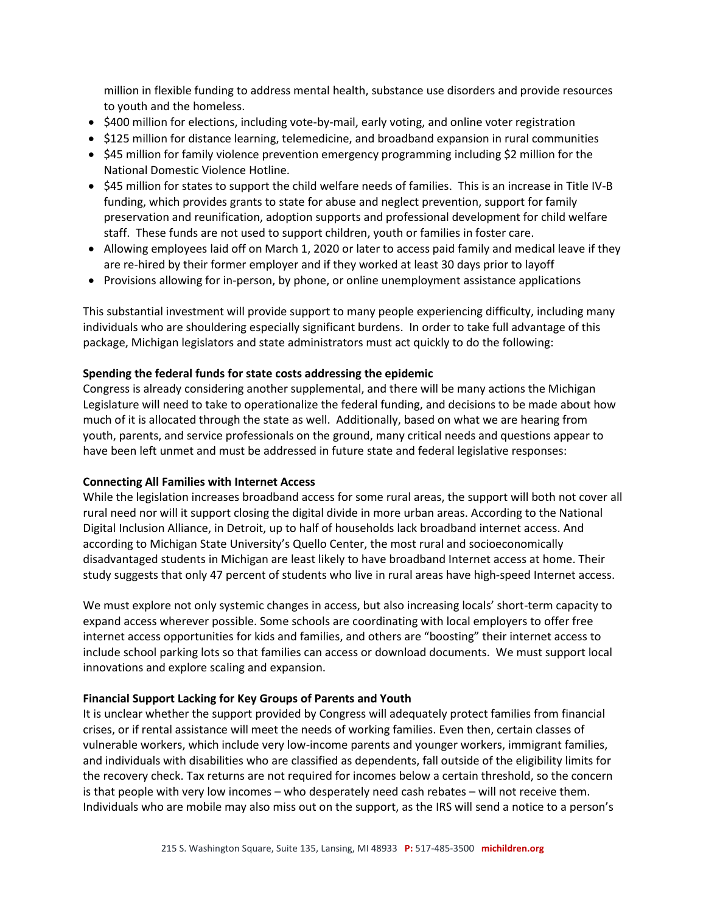million in flexible funding to address mental health, substance use disorders and provide resources to youth and the homeless.

- $400 million for elections, including vote-by-mail, early voting, and online voter registration
- $125 million for distance learning, telemedicine, and broadband expansion in rural communities
- $45 million for family violence prevention emergency programming including $2 million for the National Domestic Violence Hotline.
- $45 million for states to support the child welfare needs of families. This is an increase in Title IV-B funding, which provides grants to state for abuse and neglect prevention, support for family preservation and reunification, adoption supports and professional development for child welfare staff. These funds are not used to support children, youth or families in foster care.
- Allowing employees laid off on March 1, 2020 or later to access paid family and medical leave if they are re-hired by their former employer and if they worked at least 30 days prior to layoff
- Provisions allowing for in-person, by phone, or online unemployment assistance applications

This substantial investment will provide support to many people experiencing difficulty, including many individuals who are shouldering especially significant burdens. In order to take full advantage of this package, Michigan legislators and state administrators must act quickly to do the following:

**Spending the federal funds for state costs addressing the epidemic**

Congress is already considering another supplemental, and there will be many actions the Michigan Legislature will need to take to operationalize the federal funding, and decisions to be made about how much of it is allocated through the state as well. Additionally, based on what we are hearing from youth, parents, and service professionals on the ground, many critical needs and questions appear to have been left unmet and must be addressed in future state and federal legislative responses:

**Connecting All Families with Internet Access**

While the legislation increases broadband access for some rural areas, the support will both not cover all rural need nor will it support closing the digital divide in more urban areas. According to the National Digital Inclusion Alliance, in Detroit, up to half of households lack broadband internet access. And according to Michigan State University's Quello Center, the most rural and socioeconomically disadvantaged students in Michigan are least likely to have broadband Internet access at home. Their study suggests that only 47 percent of students who live in rural areas have high-speed Internet access.

We must explore not only systemic changes in access, but also increasing locals' short-term capacity to expand access wherever possible. Some schools are coordinating with local employers to offer free internet access opportunities for kids and families, and others are "boosting" their internet access to include school parking lots so that families can access or download documents. We must support local innovations and explore scaling and expansion.

**Financial Support Lacking for Key Groups of Parents and Youth**

It is unclear whether the support provided by Congress will adequately protect families from financial crises, or if rental assistance will meet the needs of working families. Even then, certain classes of vulnerable workers, which include very low-income parents and younger workers, immigrant families, and individuals with disabilities who are classified as dependents, fall outside of the eligibility limits for the recovery check. Tax returns are not required for incomes below a certain threshold, so the concern is that people with very low incomes – who desperately need cash rebates – will not receive them. Individuals who are mobile may also miss out on the support, as the IRS will send a notice to a person's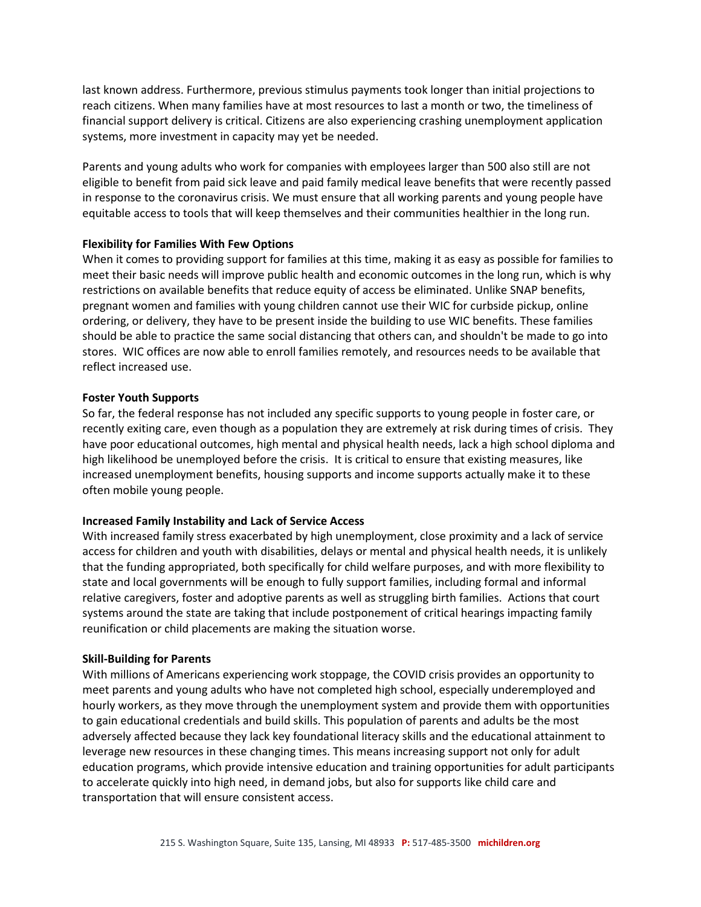last known address. Furthermore, previous stimulus payments took longer than initial projections to reach citizens. When many families have at most resources to last a month or two, the timeliness of financial support delivery is critical. Citizens are also experiencing crashing unemployment application systems, more investment in capacity may yet be needed.

Parents and young adults who work for companies with employees larger than 500 also still are not eligible to benefit from paid sick leave and paid family medical leave benefits that were recently passed in response to the coronavirus crisis. We must ensure that all working parents and young people have equitable access to tools that will keep themselves and their communities healthier in the long run.

**Flexibility for Families With Few Options**

When it comes to providing support for families at this time, making it as easy as possible for families to meet their basic needs will improve public health and economic outcomes in the long run, which is why restrictions on available benefits that reduce equity of access be eliminated. Unlike SNAP benefits, pregnant women and families with young children cannot use their WIC for curbside pickup, online ordering, or delivery, they have to be present inside the building to use WIC benefits. These families should be able to practice the same social distancing that others can, and shouldn't be made to go into stores. WIC offices are now able to enroll families remotely, and resources needs to be available that reflect increased use.

**Foster Youth Supports**

So far, the federal response has not included any specific supports to young people in foster care, or recently exiting care, even though as a population they are extremely at risk during times of crisis. They have poor educational outcomes, high mental and physical health needs, lack a high school diploma and high likelihood be unemployed before the crisis. It is critical to ensure that existing measures, like increased unemployment benefits, housing supports and income supports actually make it to these often mobile young people.

**Increased Family Instability and Lack of Service Access**

With increased family stress exacerbated by high unemployment, close proximity and a lack of service access for children and youth with disabilities, delays or mental and physical health needs, it is unlikely that the funding appropriated, both specifically for child welfare purposes, and with more flexibility to state and local governments will be enough to fully support families, including formal and informal relative caregivers, foster and adoptive parents as well as struggling birth families. Actions that court systems around the state are taking that include postponement of critical hearings impacting family reunification or child placements are making the situation worse.

**Skill-Building for Parents**

With millions of Americans experiencing work stoppage, the COVID crisis provides an opportunity to meet parents and young adults who have not completed high school, especially underemployed and hourly workers, as they move through the unemployment system and provide them with opportunities to gain educational credentials and build skills. This population of parents and adults be the most adversely affected because they lack key foundational literacy skills and the educational attainment to leverage new resources in these changing times. This means increasing support not only for adult education programs, which provide intensive education and training opportunities for adult participants to accelerate quickly into high need, in demand jobs, but also for supports like child care and transportation that will ensure consistent access.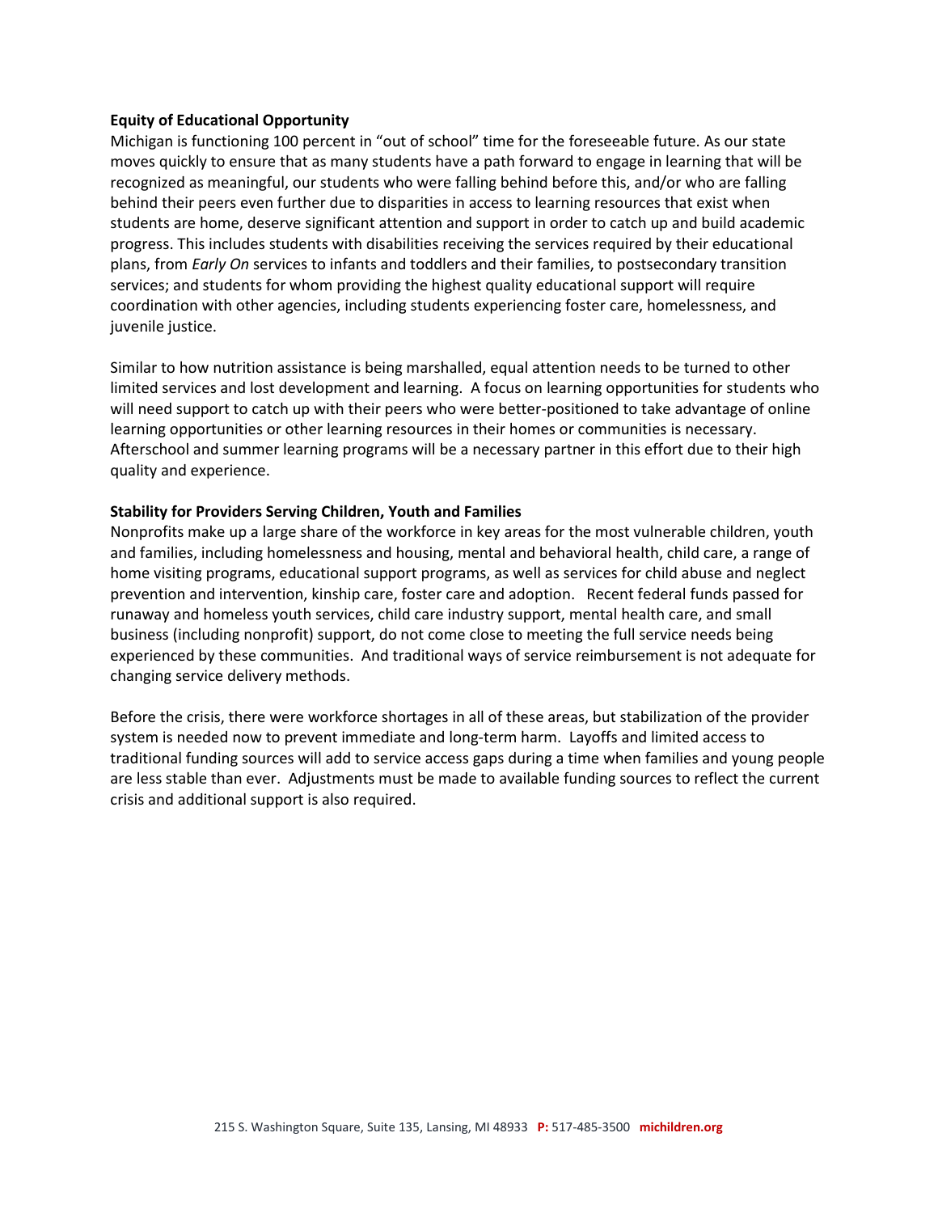**Equity of Educational Opportunity**

Michigan is functioning 100 percent in "out of school" time for the foreseeable future. As our state moves quickly to ensure that as many students have a path forward to engage in learning that will be recognized as meaningful, our students who were falling behind before this, and/or who are falling behind their peers even further due to disparities in access to learning resources that exist when students are home, deserve significant attention and support in order to catch up and build academic progress. This includes students with disabilities receiving the services required by their educational plans, from *Early On* services to infants and toddlers and their families, to postsecondary transition services; and students for whom providing the highest quality educational support will require coordination with other agencies, including students experiencing foster care, homelessness, and juvenile justice.

Similar to how nutrition assistance is being marshalled, equal attention needs to be turned to other limited services and lost development and learning. A focus on learning opportunities for students who will need support to catch up with their peers who were better-positioned to take advantage of online learning opportunities or other learning resources in their homes or communities is necessary. Afterschool and summer learning programs will be a necessary partner in this effort due to their high quality and experience.

**Stability for Providers Serving Children, Youth and Families**

Nonprofits make up a large share of the workforce in key areas for the most vulnerable children, youth and families, including homelessness and housing, mental and behavioral health, child care, a range of home visiting programs, educational support programs, as well as services for child abuse and neglect prevention and intervention, kinship care, foster care and adoption. Recent federal funds passed for runaway and homeless youth services, child care industry support, mental health care, and small business (including nonprofit) support, do not come close to meeting the full service needs being experienced by these communities. And traditional ways of service reimbursement is not adequate for changing service delivery methods.

Before the crisis, there were workforce shortages in all of these areas, but stabilization of the provider system is needed now to prevent immediate and long-term harm. Layoffs and limited access to traditional funding sources will add to service access gaps during a time when families and young people are less stable than ever. Adjustments must be made to available funding sources to reflect the current crisis and additional support is also required.